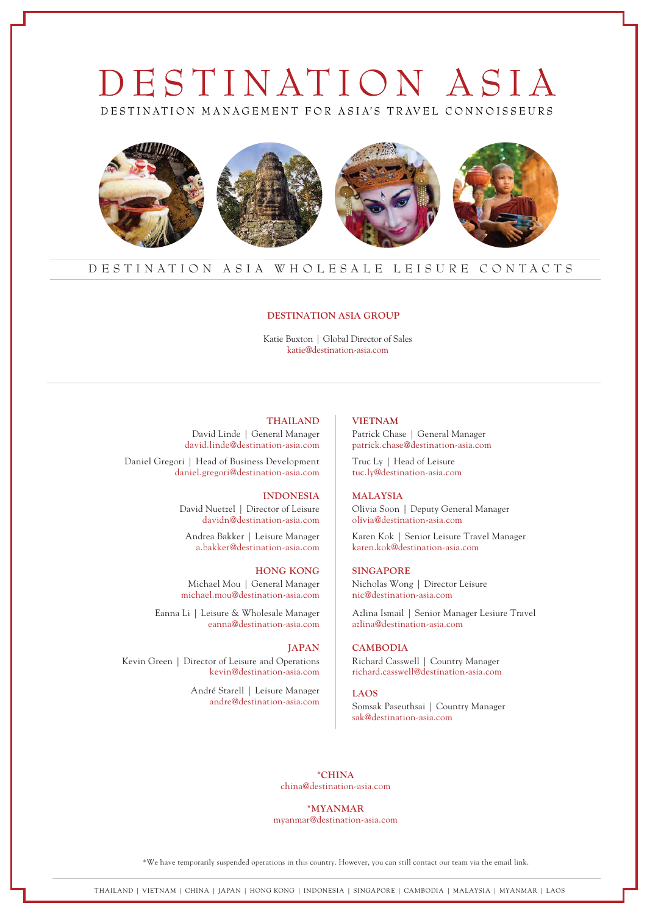# DESTINATION ASIA

DESTINATION MANAGEMENT FOR ASIA'S TRAVEL CONNOISSEURS

## DESTINATION ASIA WHOLESALE LEISURE CONTACTS

### DESTINATION ASIA GROUP

Katie Buxton | Global Director of Sales
katie@destination-asia.com

### THAILAND

David Linde | General Manager
david.linde@destination-asia.com

Daniel Gregori | Head of Business Development
daniel.gregori@destination-asia.com

### INDONESIA

David Nuetzel | Director of Leisure
davidn@destination-asia.com

Andrea Bakker | Leisure Manager
a.bakker@destination-asia.com

### HONG KONG

Michael Mou | General Manager
michael.mou@destination-asia.com

Eanna Li | Leisure & Wholesale Manager
eanna@destination-asia.com

### JAPAN

Kevin Green | Director of Leisure and Operations
kevin@destination-asia.com

André Starell | Leisure Manager
andre@destination-asia.com

### VIETNAM

Patrick Chase | General Manager
patrick.chase@destination-asia.com

Truc Ly | Head of Leisure
tuc.ly@destination-asia.com

### MALAYSIA

Olivia Soon | Deputy General Manager
olivia@destination-asia.com

Karen Kok | Senior Leisure Travel Manager
karen.kok@destination-asia.com

### SINGAPORE

Nicholas Wong | Director Leisure
nic@destination-asia.com

Azlina Ismail | Senior Manager Lesiure Travel
azlina@destination-asia.com

### CAMBODIA

Richard Casswell | Country Manager
richard.casswell@destination-asia.com

### LAOS

Somsak Paseuthsai | Country Manager
sak@destination-asia.com

### *CHINA

china@destination-asia.com

### *MYANMAR

myanmar@destination-asia.com

*We have temporarily suspended operations in this country. However, you can still contact our team via the email link.

THAILAND | VIETNAM | CHINA | JAPAN | HONG KONG | INDONESIA | SINGAPORE | CAMBODIA | MALAYSIA | MYANMAR | LAOS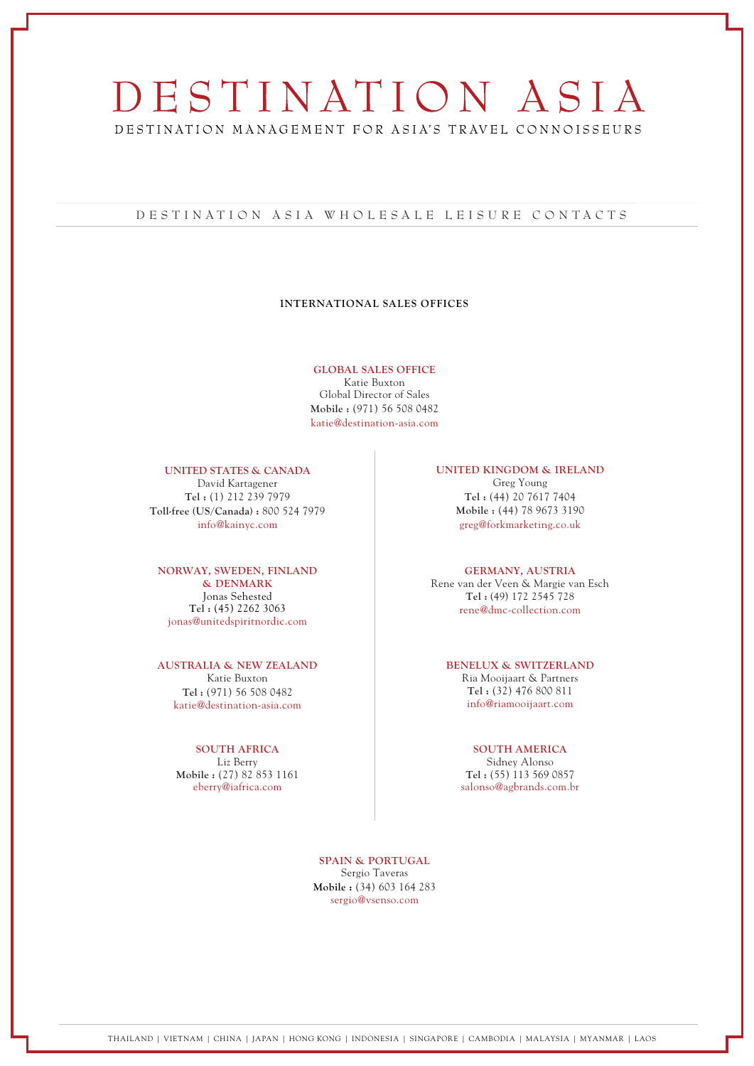# DESTINATION ASIA

DESTINATION MANAGEMENT FOR ASIA'S TRAVEL CONNOISSEURS

## DESTINATION ASIA WHOLESALE LEISURE CONTACTS

### INTERNATIONAL SALES OFFICES

**GLOBAL SALES OFFICE**
Katie Buxton
Global Director of Sales
**Mobile :** (971) 56 508 0482
katie@destination-asia.com

**UNITED STATES & CANADA**
David Kartagener
**Tel :** (1) 212 239 7979
**Toll-free (US/Canada) :** 800 524 7979
info@kainyc.com

**NORWAY, SWEDEN, FINLAND & DENMARK**
Jonas Sehested
**Tel :** (45) 2262 3063
jonas@unitedspiritnordic.com

**AUSTRALIA & NEW ZEALAND**
Katie Buxton
**Tel :** (971) 56 508 0482
katie@destination-asia.com

**SOUTH AFRICA**
Liz Berry
**Mobile :** (27) 82 853 1161
eberry@iafrica.com

**UNITED KINGDOM & IRELAND**
Greg Young
**Tel :** (44) 20 7617 7404
**Mobile :** (44) 78 9673 3190
greg@forkmarketing.co.uk

**GERMANY, AUSTRIA**
Rene van der Veen & Margie van Esch
**Tel :** (49) 172 2545 728
rene@dmc-collection.com

**BENELUX & SWITZERLAND**
Ria Mooijaart & Partners
**Tel :** (32) 476 800 811
info@riamooijaart.com

**SOUTH AMERICA**
Sidney Alonso
**Tel :** (55) 113 569 0857
salonso@agbrands.com.br

**SPAIN & PORTUGAL**
Sergio Taveras
**Mobile :** (34) 603 164 283
sergio@vsenso.com

THAILAND | VIETNAM | CHINA | JAPAN | HONG KONG | INDONESIA | SINGAPORE | CAMBODIA | MALAYSIA | MYANMAR | LAOS